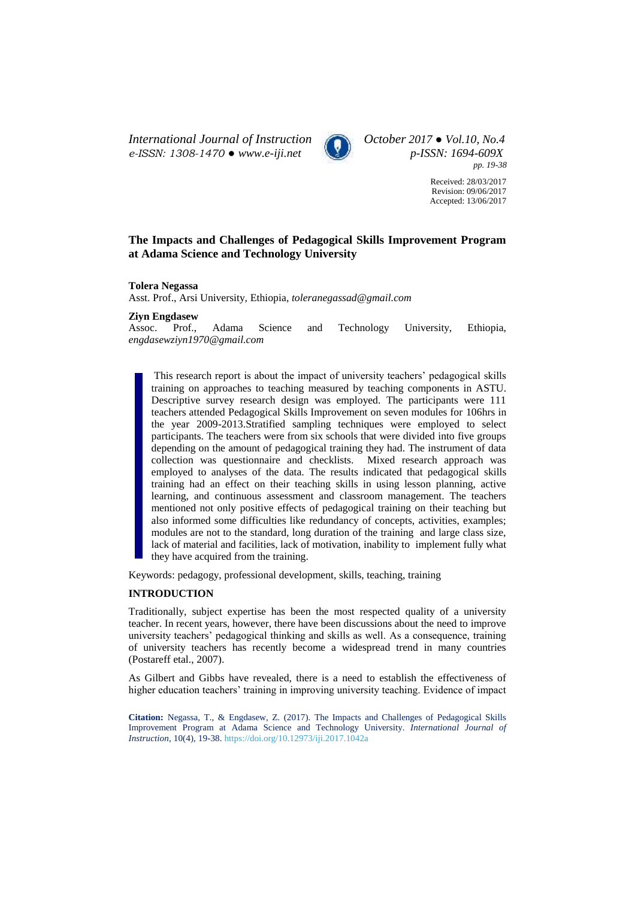Received: 28/03/2017
Revision: 09/06/2017
Accepted: 13/06/2017

# The Impacts and Challenges of Pedagogical Skills Improvement Program at Adama Science and Technology University

**Tolera Negassa**
Asst. Prof., Arsi University, Ethiopia, *toleranegassad@gmail.com*

**Ziyn Engdasew**
Assoc. Prof., Adama Science and Technology University, Ethiopia, *engdasewziyn1970@gmail.com*

This research report is about the impact of university teachers' pedagogical skills training on approaches to teaching measured by teaching components in ASTU. Descriptive survey research design was employed. The participants were 111 teachers attended Pedagogical Skills Improvement on seven modules for 106hrs in the year 2009-2013.Stratified sampling techniques were employed to select participants. The teachers were from six schools that were divided into five groups depending on the amount of pedagogical training they had. The instrument of data collection was questionnaire and checklists. Mixed research approach was employed to analyses of the data. The results indicated that pedagogical skills training had an effect on their teaching skills in using lesson planning, active learning, and continuous assessment and classroom management. The teachers mentioned not only positive effects of pedagogical training on their teaching but also informed some difficulties like redundancy of concepts, activities, examples; modules are not to the standard, long duration of the training and large class size, lack of material and facilities, lack of motivation, inability to implement fully what they have acquired from the training.

Keywords: pedagogy, professional development, skills, teaching, training

## INTRODUCTION

Traditionally, subject expertise has been the most respected quality of a university teacher. In recent years, however, there have been discussions about the need to improve university teachers' pedagogical thinking and skills as well. As a consequence, training of university teachers has recently become a widespread trend in many countries (Postareff etal., 2007).

As Gilbert and Gibbs have revealed, there is a need to establish the effectiveness of higher education teachers' training in improving university teaching. Evidence of impact

**Citation:** Negassa, T., & Engdasew, Z. (2017). The Impacts and Challenges of Pedagogical Skills Improvement Program at Adama Science and Technology University. *International Journal of Instruction*, 10(4), 19-38. https://doi.org/10.12973/iji.2017.1042a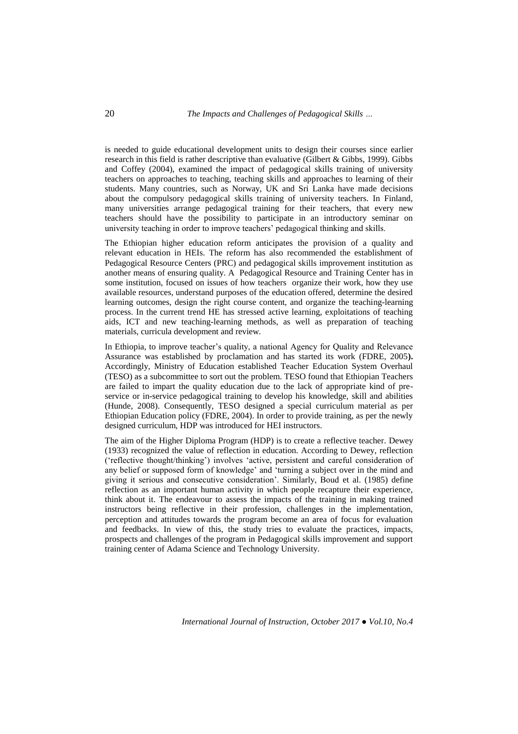is needed to guide educational development units to design their courses since earlier research in this field is rather descriptive than evaluative (Gilbert & Gibbs, 1999). Gibbs and Coffey (2004), examined the impact of pedagogical skills training of university teachers on approaches to teaching, teaching skills and approaches to learning of their students. Many countries, such as Norway, UK and Sri Lanka have made decisions about the compulsory pedagogical skills training of university teachers. In Finland, many universities arrange pedagogical training for their teachers, that every new teachers should have the possibility to participate in an introductory seminar on university teaching in order to improve teachers' pedagogical thinking and skills.

The Ethiopian higher education reform anticipates the provision of a quality and relevant education in HEIs. The reform has also recommended the establishment of Pedagogical Resource Centers (PRC) and pedagogical skills improvement institution as another means of ensuring quality. A Pedagogical Resource and Training Center has in some institution, focused on issues of how teachers organize their work, how they use available resources, understand purposes of the education offered, determine the desired learning outcomes, design the right course content, and organize the teaching-learning process. In the current trend HE has stressed active learning, exploitations of teaching aids, ICT and new teaching-learning methods, as well as preparation of teaching materials, curricula development and review.

In Ethiopia, to improve teacher's quality, a national Agency for Quality and Relevance Assurance was established by proclamation and has started its work (FDRE, 2005**).** Accordingly, Ministry of Education established Teacher Education System Overhaul (TESO) as a subcommittee to sort out the problem. TESO found that Ethiopian Teachers are failed to impart the quality education due to the lack of appropriate kind of pre-service or in-service pedagogical training to develop his knowledge, skill and abilities (Hunde, 2008). Consequently, TESO designed a special curriculum material as per Ethiopian Education policy (FDRE, 2004). In order to provide training, as per the newly designed curriculum, HDP was introduced for HEI instructors.

The aim of the Higher Diploma Program (HDP) is to create a reflective teacher. Dewey (1933) recognized the value of reflection in education. According to Dewey, reflection ('reflective thought/thinking') involves 'active, persistent and careful consideration of any belief or supposed form of knowledge' and 'turning a subject over in the mind and giving it serious and consecutive consideration'. Similarly, Boud et al. (1985) define reflection as an important human activity in which people recapture their experience, think about it. The endeavour to assess the impacts of the training in making trained instructors being reflective in their profession, challenges in the implementation, perception and attitudes towards the program become an area of focus for evaluation and feedbacks. In view of this, the study tries to evaluate the practices, impacts, prospects and challenges of the program in Pedagogical skills improvement and support training center of Adama Science and Technology University.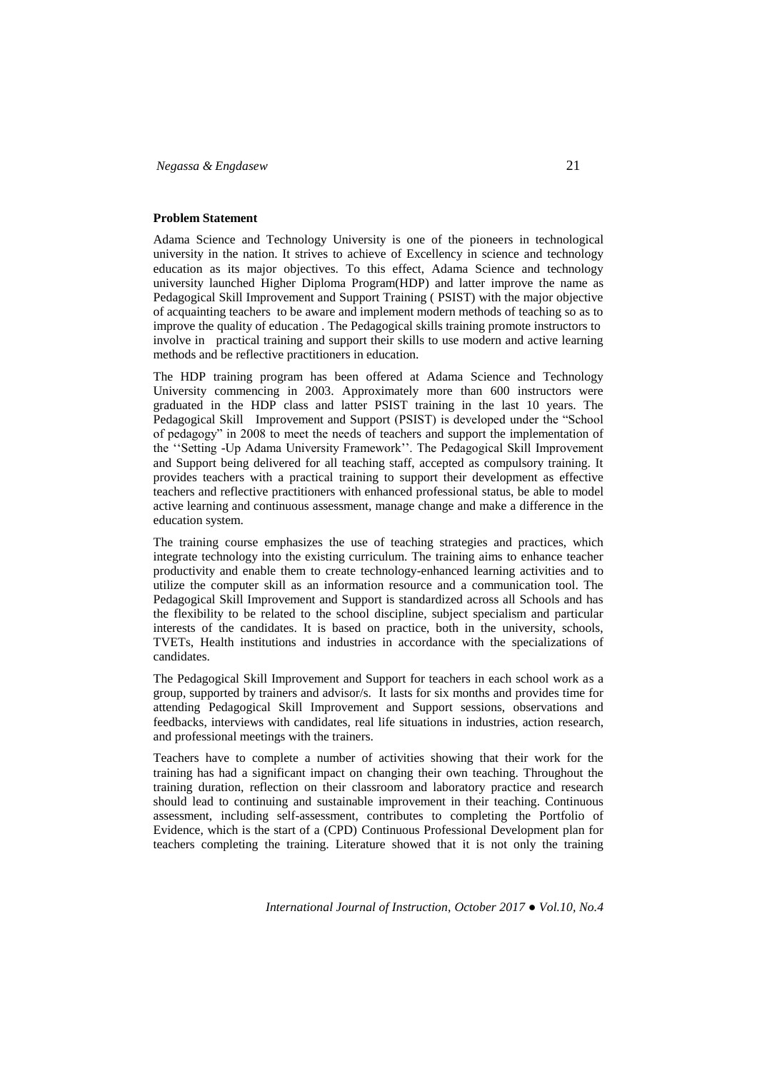**Problem Statement**

Adama Science and Technology University is one of the pioneers in technological university in the nation. It strives to achieve of Excellency in science and technology education as its major objectives. To this effect, Adama Science and technology university launched Higher Diploma Program(HDP) and latter improve the name as Pedagogical Skill Improvement and Support Training ( PSIST) with the major objective of acquainting teachers to be aware and implement modern methods of teaching so as to improve the quality of education . The Pedagogical skills training promote instructors to involve in practical training and support their skills to use modern and active learning methods and be reflective practitioners in education.

The HDP training program has been offered at Adama Science and Technology University commencing in 2003. Approximately more than 600 instructors were graduated in the HDP class and latter PSIST training in the last 10 years. The Pedagogical Skill Improvement and Support (PSIST) is developed under the "School of pedagogy" in 2008 to meet the needs of teachers and support the implementation of the ''Setting -Up Adama University Framework''. The Pedagogical Skill Improvement and Support being delivered for all teaching staff, accepted as compulsory training. It provides teachers with a practical training to support their development as effective teachers and reflective practitioners with enhanced professional status, be able to model active learning and continuous assessment, manage change and make a difference in the education system.

The training course emphasizes the use of teaching strategies and practices, which integrate technology into the existing curriculum. The training aims to enhance teacher productivity and enable them to create technology-enhanced learning activities and to utilize the computer skill as an information resource and a communication tool. The Pedagogical Skill Improvement and Support is standardized across all Schools and has the flexibility to be related to the school discipline, subject specialism and particular interests of the candidates. It is based on practice, both in the university, schools, TVETs, Health institutions and industries in accordance with the specializations of candidates.

The Pedagogical Skill Improvement and Support for teachers in each school work as a group, supported by trainers and advisor/s. It lasts for six months and provides time for attending Pedagogical Skill Improvement and Support sessions, observations and feedbacks, interviews with candidates, real life situations in industries, action research, and professional meetings with the trainers.

Teachers have to complete a number of activities showing that their work for the training has had a significant impact on changing their own teaching. Throughout the training duration, reflection on their classroom and laboratory practice and research should lead to continuing and sustainable improvement in their teaching. Continuous assessment, including self-assessment, contributes to completing the Portfolio of Evidence, which is the start of a (CPD) Continuous Professional Development plan for teachers completing the training. Literature showed that it is not only the training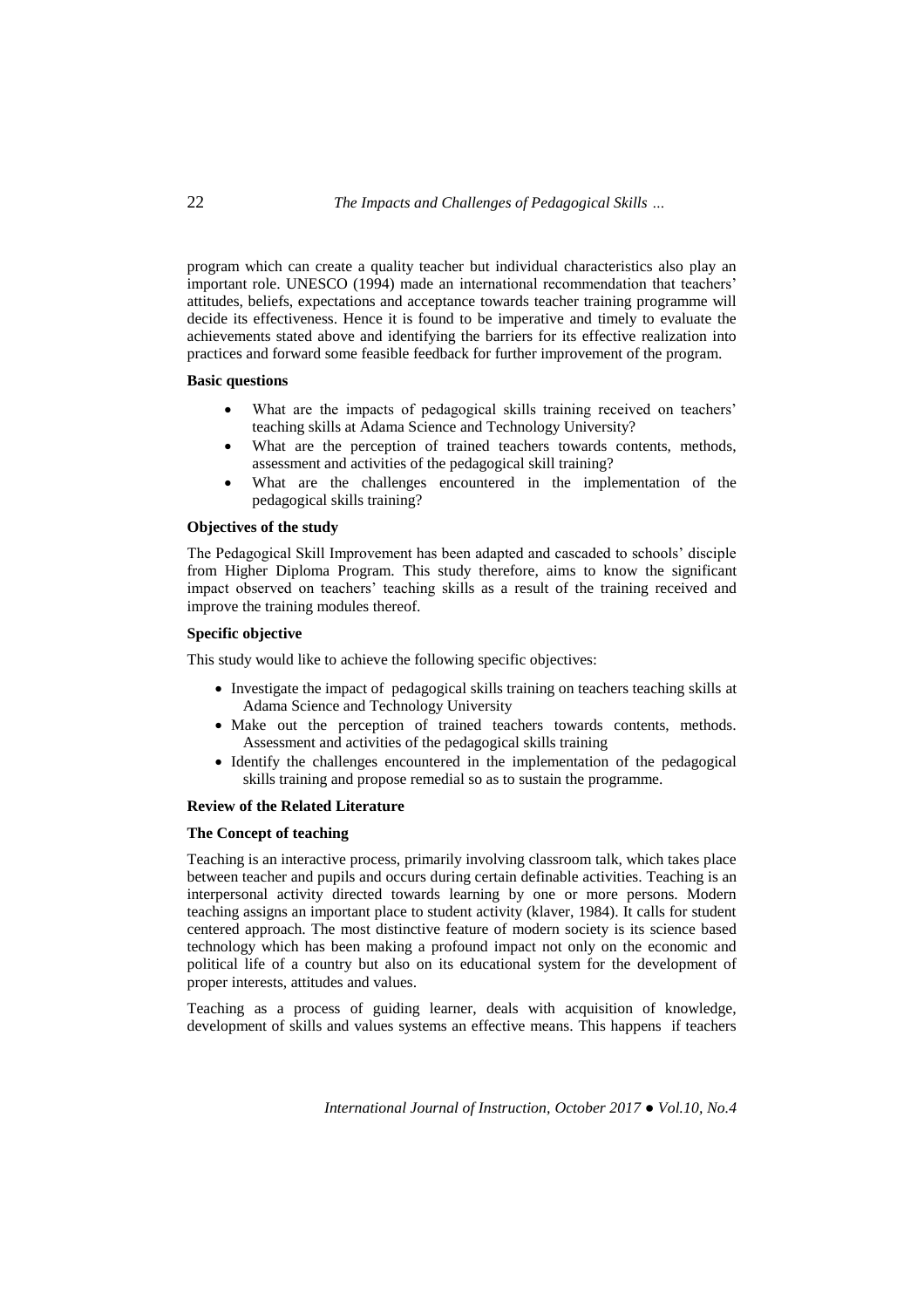program which can create a quality teacher but individual characteristics also play an important role. UNESCO (1994) made an international recommendation that teachers' attitudes, beliefs, expectations and acceptance towards teacher training programme will decide its effectiveness. Hence it is found to be imperative and timely to evaluate the achievements stated above and identifying the barriers for its effective realization into practices and forward some feasible feedback for further improvement of the program.

**Basic questions**

- What are the impacts of pedagogical skills training received on teachers' teaching skills at Adama Science and Technology University?
- What are the perception of trained teachers towards contents, methods, assessment and activities of the pedagogical skill training?
- What are the challenges encountered in the implementation of the pedagogical skills training?

**Objectives of the study**

The Pedagogical Skill Improvement has been adapted and cascaded to schools' disciple from Higher Diploma Program. This study therefore, aims to know the significant impact observed on teachers' teaching skills as a result of the training received and improve the training modules thereof.

**Specific objective**

This study would like to achieve the following specific objectives:

- Investigate the impact of pedagogical skills training on teachers teaching skills at Adama Science and Technology University
- Make out the perception of trained teachers towards contents, methods. Assessment and activities of the pedagogical skills training
- Identify the challenges encountered in the implementation of the pedagogical skills training and propose remedial so as to sustain the programme.

**Review of the Related Literature**

**The Concept of teaching**

Teaching is an interactive process, primarily involving classroom talk, which takes place between teacher and pupils and occurs during certain definable activities. Teaching is an interpersonal activity directed towards learning by one or more persons. Modern teaching assigns an important place to student activity (klaver, 1984). It calls for student centered approach. The most distinctive feature of modern society is its science based technology which has been making a profound impact not only on the economic and political life of a country but also on its educational system for the development of proper interests, attitudes and values.

Teaching as a process of guiding learner, deals with acquisition of knowledge, development of skills and values systems an effective means. This happens if teachers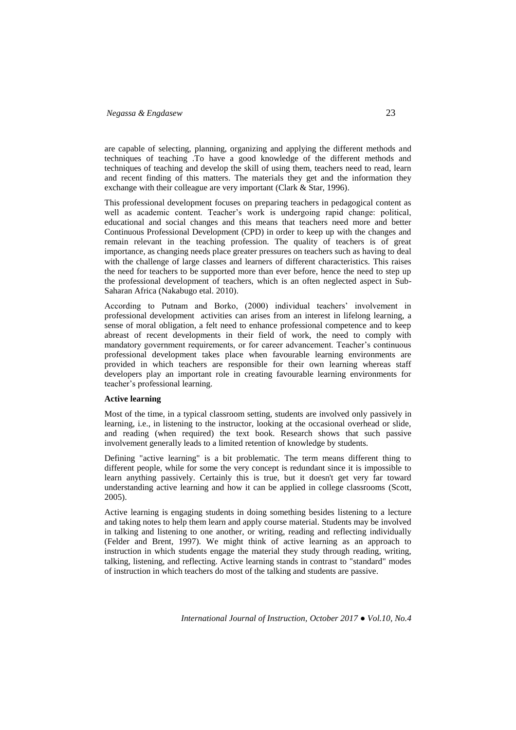are capable of selecting, planning, organizing and applying the different methods and techniques of teaching .To have a good knowledge of the different methods and techniques of teaching and develop the skill of using them, teachers need to read, learn and recent finding of this matters. The materials they get and the information they exchange with their colleague are very important (Clark & Star, 1996).

This professional development focuses on preparing teachers in pedagogical content as well as academic content. Teacher's work is undergoing rapid change: political, educational and social changes and this means that teachers need more and better Continuous Professional Development (CPD) in order to keep up with the changes and remain relevant in the teaching profession. The quality of teachers is of great importance, as changing needs place greater pressures on teachers such as having to deal with the challenge of large classes and learners of different characteristics. This raises the need for teachers to be supported more than ever before, hence the need to step up the professional development of teachers, which is an often neglected aspect in Sub-Saharan Africa (Nakabugo etal. 2010).

According to Putnam and Borko, (2000) individual teachers' involvement in professional development activities can arises from an interest in lifelong learning, a sense of moral obligation, a felt need to enhance professional competence and to keep abreast of recent developments in their field of work, the need to comply with mandatory government requirements, or for career advancement. Teacher's continuous professional development takes place when favourable learning environments are provided in which teachers are responsible for their own learning whereas staff developers play an important role in creating favourable learning environments for teacher's professional learning.

**Active learning**

Most of the time, in a typical classroom setting, students are involved only passively in learning, i.e., in listening to the instructor, looking at the occasional overhead or slide, and reading (when required) the text book. Research shows that such passive involvement generally leads to a limited retention of knowledge by students.

Defining "active learning" is a bit problematic. The term means different thing to different people, while for some the very concept is redundant since it is impossible to learn anything passively. Certainly this is true, but it doesn't get very far toward understanding active learning and how it can be applied in college classrooms (Scott, 2005).

Active learning is engaging students in doing something besides listening to a lecture and taking notes to help them learn and apply course material. Students may be involved in talking and listening to one another, or writing, reading and reflecting individually (Felder and Brent, 1997). We might think of active learning as an approach to instruction in which students engage the material they study through reading, writing, talking, listening, and reflecting. Active learning stands in contrast to "standard" modes of instruction in which teachers do most of the talking and students are passive.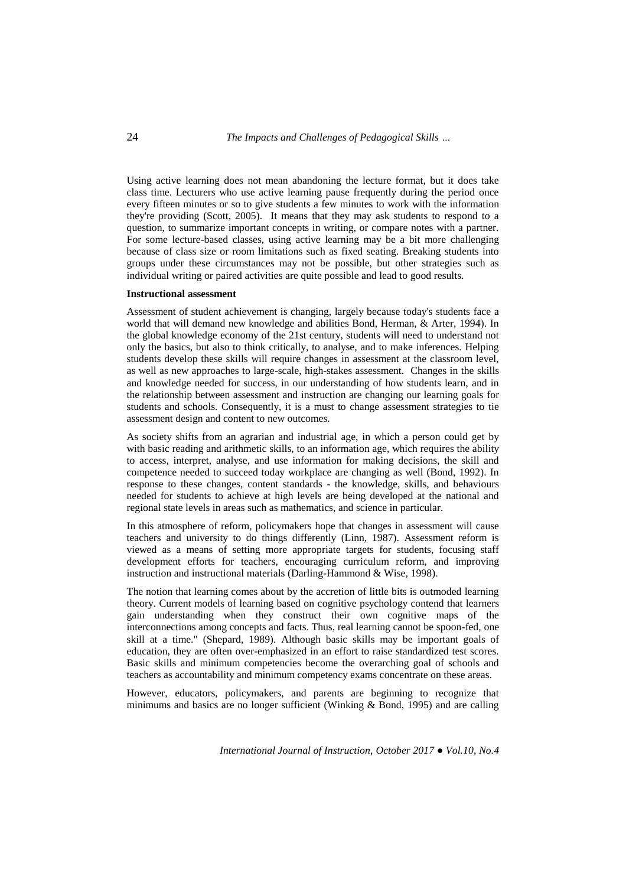Using active learning does not mean abandoning the lecture format, but it does take class time. Lecturers who use active learning pause frequently during the period once every fifteen minutes or so to give students a few minutes to work with the information they're providing (Scott, 2005). It means that they may ask students to respond to a question, to summarize important concepts in writing, or compare notes with a partner. For some lecture-based classes, using active learning may be a bit more challenging because of class size or room limitations such as fixed seating. Breaking students into groups under these circumstances may not be possible, but other strategies such as individual writing or paired activities are quite possible and lead to good results.

**Instructional assessment**

Assessment of student achievement is changing, largely because today's students face a world that will demand new knowledge and abilities Bond, Herman, & Arter, 1994). In the global knowledge economy of the 21st century, students will need to understand not only the basics, but also to think critically, to analyse, and to make inferences. Helping students develop these skills will require changes in assessment at the classroom level, as well as new approaches to large-scale, high-stakes assessment. Changes in the skills and knowledge needed for success, in our understanding of how students learn, and in the relationship between assessment and instruction are changing our learning goals for students and schools. Consequently, it is a must to change assessment strategies to tie assessment design and content to new outcomes.

As society shifts from an agrarian and industrial age, in which a person could get by with basic reading and arithmetic skills, to an information age, which requires the ability to access, interpret, analyse, and use information for making decisions, the skill and competence needed to succeed today workplace are changing as well (Bond, 1992). In response to these changes, content standards - the knowledge, skills, and behaviours needed for students to achieve at high levels are being developed at the national and regional state levels in areas such as mathematics, and science in particular.

In this atmosphere of reform, policymakers hope that changes in assessment will cause teachers and university to do things differently (Linn, 1987). Assessment reform is viewed as a means of setting more appropriate targets for students, focusing staff development efforts for teachers, encouraging curriculum reform, and improving instruction and instructional materials (Darling-Hammond & Wise, 1998).

The notion that learning comes about by the accretion of little bits is outmoded learning theory. Current models of learning based on cognitive psychology contend that learners gain understanding when they construct their own cognitive maps of the interconnections among concepts and facts. Thus, real learning cannot be spoon-fed, one skill at a time." (Shepard, 1989). Although basic skills may be important goals of education, they are often over-emphasized in an effort to raise standardized test scores. Basic skills and minimum competencies become the overarching goal of schools and teachers as accountability and minimum competency exams concentrate on these areas.

However, educators, policymakers, and parents are beginning to recognize that minimums and basics are no longer sufficient (Winking & Bond, 1995) and are calling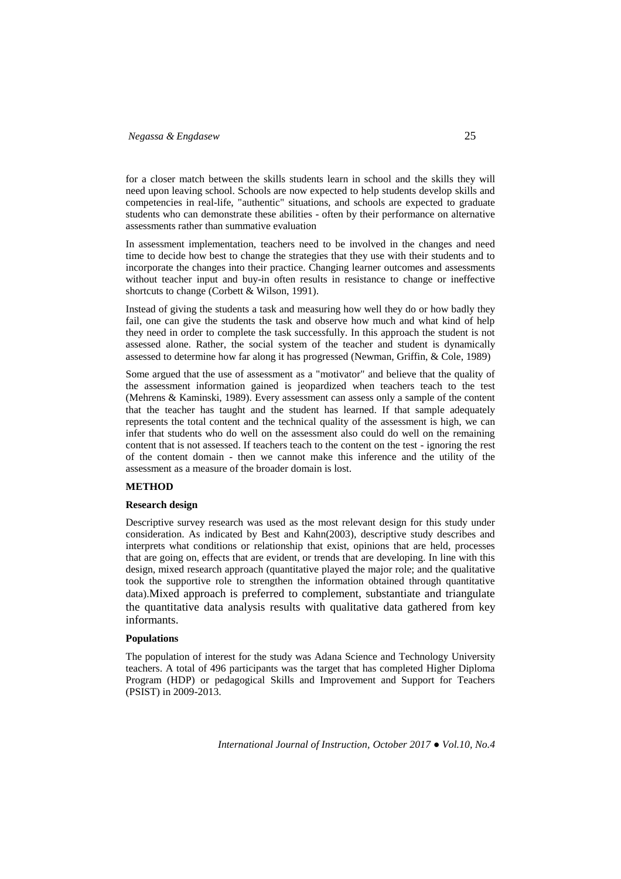for a closer match between the skills students learn in school and the skills they will need upon leaving school. Schools are now expected to help students develop skills and competencies in real-life, "authentic" situations, and schools are expected to graduate students who can demonstrate these abilities - often by their performance on alternative assessments rather than summative evaluation

In assessment implementation, teachers need to be involved in the changes and need time to decide how best to change the strategies that they use with their students and to incorporate the changes into their practice. Changing learner outcomes and assessments without teacher input and buy-in often results in resistance to change or ineffective shortcuts to change (Corbett & Wilson, 1991).

Instead of giving the students a task and measuring how well they do or how badly they fail, one can give the students the task and observe how much and what kind of help they need in order to complete the task successfully. In this approach the student is not assessed alone. Rather, the social system of the teacher and student is dynamically assessed to determine how far along it has progressed (Newman, Griffin, & Cole, 1989)

Some argued that the use of assessment as a "motivator" and believe that the quality of the assessment information gained is jeopardized when teachers teach to the test (Mehrens & Kaminski, 1989). Every assessment can assess only a sample of the content that the teacher has taught and the student has learned. If that sample adequately represents the total content and the technical quality of the assessment is high, we can infer that students who do well on the assessment also could do well on the remaining content that is not assessed. If teachers teach to the content on the test - ignoring the rest of the content domain - then we cannot make this inference and the utility of the assessment as a measure of the broader domain is lost.

## METHOD

### Research design

Descriptive survey research was used as the most relevant design for this study under consideration. As indicated by Best and Kahn(2003), descriptive study describes and interprets what conditions or relationship that exist, opinions that are held, processes that are going on, effects that are evident, or trends that are developing. In line with this design, mixed research approach (quantitative played the major role; and the qualitative took the supportive role to strengthen the information obtained through quantitative data).Mixed approach is preferred to complement, substantiate and triangulate the quantitative data analysis results with qualitative data gathered from key informants.

### Populations

The population of interest for the study was Adana Science and Technology University teachers. A total of 496 participants was the target that has completed Higher Diploma Program (HDP) or pedagogical Skills and Improvement and Support for Teachers (PSIST) in 2009-2013.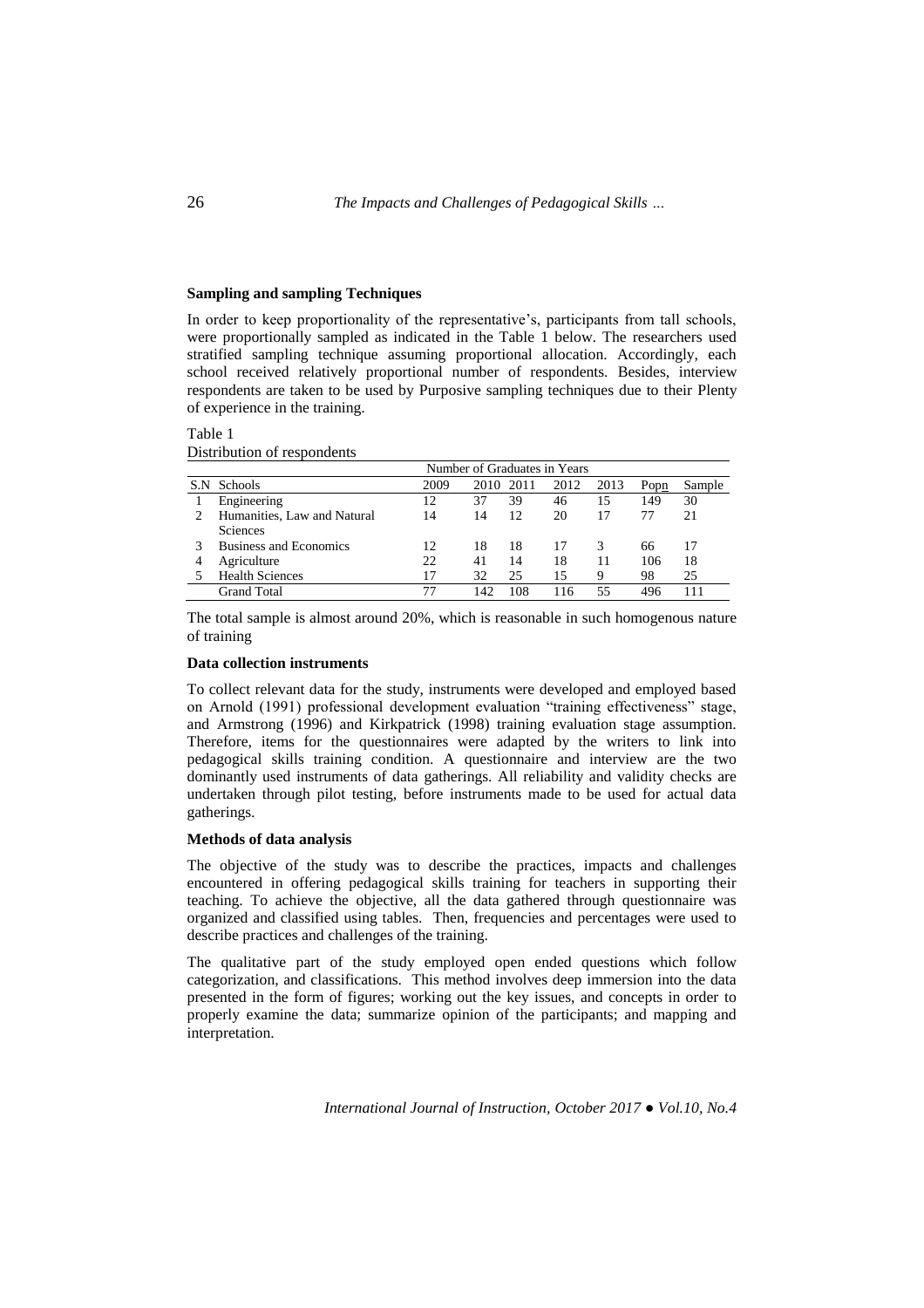**Sampling and sampling Techniques**

In order to keep proportionality of the representative's, participants from tall schools, were proportionally sampled as indicated in the Table 1 below. The researchers used stratified sampling technique assuming proportional allocation. Accordingly, each school received relatively proportional number of respondents. Besides, interview respondents are taken to be used by Purposive sampling techniques due to their Plenty of experience in the training.

Table 1
Distribution of respondents

| | | Number of Graduates in Years | | | | | | |
|---|---|---|---|---|---|---|---|---|
| S.N | Schools | 2009 | 2010 | 2011 | 2012 | 2013 | Popn | Sample |
| 1 | Engineering | 12 | 37 | 39 | 46 | 15 | 149 | 30 |
| 2 | Humanities, Law and Natural Sciences | 14 | 14 | 12 | 20 | 17 | 77 | 21 |
| 3 | Business and Economics | 12 | 18 | 18 | 17 | 3 | 66 | 17 |
| 4 | Agriculture | 22 | 41 | 14 | 18 | 11 | 106 | 18 |
| 5 | Health Sciences | 17 | 32 | 25 | 15 | 9 | 98 | 25 |
| | Grand Total | 77 | 142 | 108 | 116 | 55 | 496 | 111 |

The total sample is almost around 20%, which is reasonable in such homogenous nature of training

**Data collection instruments**

To collect relevant data for the study, instruments were developed and employed based on Arnold (1991) professional development evaluation "training effectiveness" stage, and Armstrong (1996) and Kirkpatrick (1998) training evaluation stage assumption. Therefore, items for the questionnaires were adapted by the writers to link into pedagogical skills training condition. A questionnaire and interview are the two dominantly used instruments of data gatherings. All reliability and validity checks are undertaken through pilot testing, before instruments made to be used for actual data gatherings.

**Methods of data analysis**

The objective of the study was to describe the practices, impacts and challenges encountered in offering pedagogical skills training for teachers in supporting their teaching. To achieve the objective, all the data gathered through questionnaire was organized and classified using tables. Then, frequencies and percentages were used to describe practices and challenges of the training.

The qualitative part of the study employed open ended questions which follow categorization, and classifications. This method involves deep immersion into the data presented in the form of figures; working out the key issues, and concepts in order to properly examine the data; summarize opinion of the participants; and mapping and interpretation.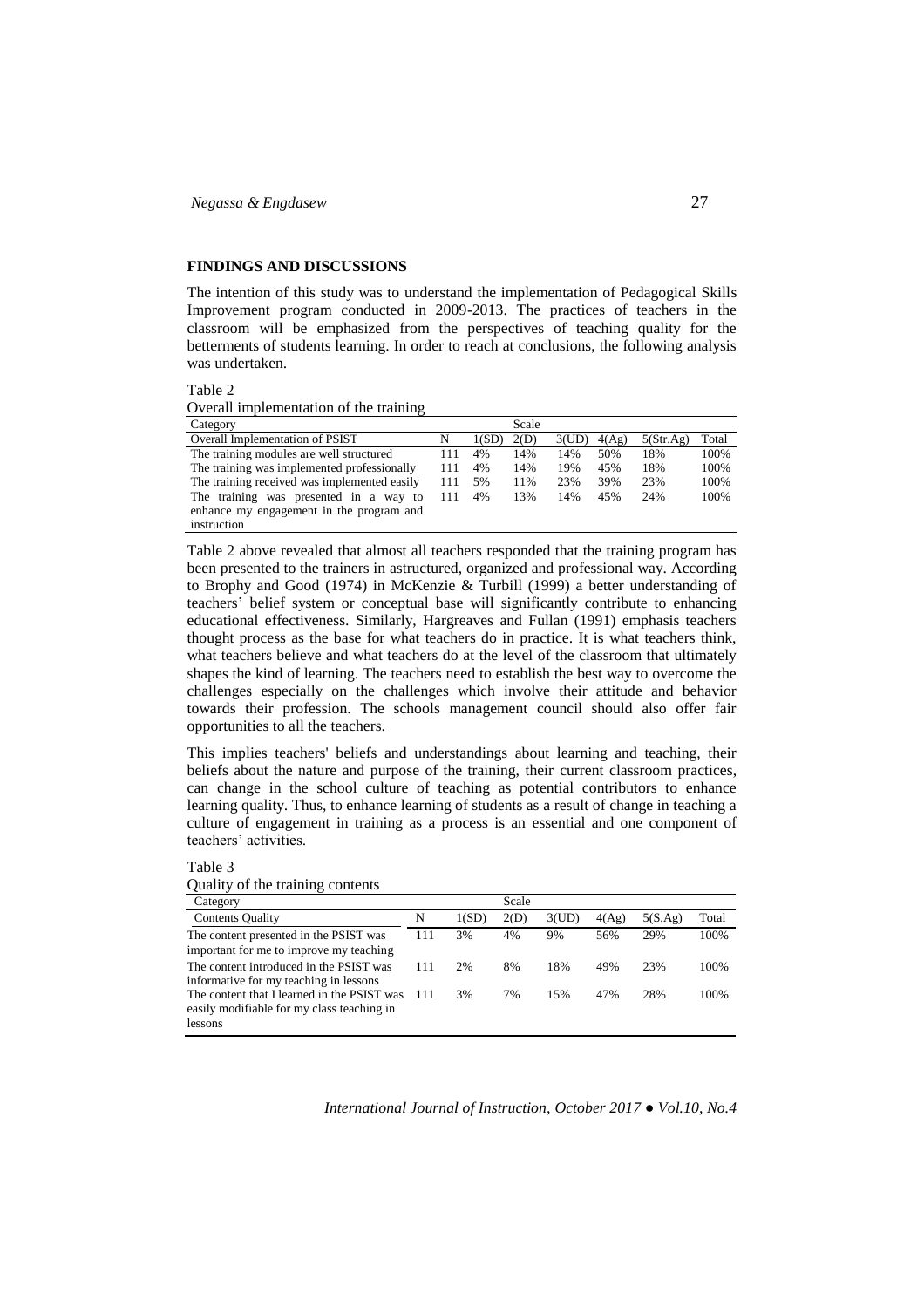## FINDINGS AND DISCUSSIONS

The intention of this study was to understand the implementation of Pedagogical Skills Improvement program conducted in 2009-2013. The practices of teachers in the classroom will be emphasized from the perspectives of teaching quality for the betterments of students learning. In order to reach at conclusions, the following analysis was undertaken.

Table 2
Overall implementation of the training

| Category | | | Scale | | | | |
|---|---|---|---|---|---|---|---|
| Overall Implementation of PSIST | N | 1(SD) | 2(D) | 3(UD) | 4(Ag) | 5(Str.Ag) | Total |
| The training modules are well structured | 111 | 4% | 14% | 14% | 50% | 18% | 100% |
| The training was implemented professionally | 111 | 4% | 14% | 19% | 45% | 18% | 100% |
| The training received was implemented easily | 111 | 5% | 11% | 23% | 39% | 23% | 100% |
| The training was presented in a way to enhance my engagement in the program and instruction | 111 | 4% | 13% | 14% | 45% | 24% | 100% |

Table 2 above revealed that almost all teachers responded that the training program has been presented to the trainers in astructured, organized and professional way. According to Brophy and Good (1974) in McKenzie & Turbill (1999) a better understanding of teachers' belief system or conceptual base will significantly contribute to enhancing educational effectiveness. Similarly, Hargreaves and Fullan (1991) emphasis teachers thought process as the base for what teachers do in practice. It is what teachers think, what teachers believe and what teachers do at the level of the classroom that ultimately shapes the kind of learning. The teachers need to establish the best way to overcome the challenges especially on the challenges which involve their attitude and behavior towards their profession. The schools management council should also offer fair opportunities to all the teachers.

This implies teachers' beliefs and understandings about learning and teaching, their beliefs about the nature and purpose of the training, their current classroom practices, can change in the school culture of teaching as potential contributors to enhance learning quality. Thus, to enhance learning of students as a result of change in teaching a culture of engagement in training as a process is an essential and one component of teachers' activities.

Table 3
Quality of the training contents

| Category | | | Scale | | | | |
|---|---|---|---|---|---|---|---|
| Contents Quality | N | 1(SD) | 2(D) | 3(UD) | 4(Ag) | 5(S.Ag) | Total |
| The content presented in the PSIST was important for me to improve my teaching | 111 | 3% | 4% | 9% | 56% | 29% | 100% |
| The content introduced in the PSIST was informative for my teaching in lessons | 111 | 2% | 8% | 18% | 49% | 23% | 100% |
| The content that I learned in the PSIST was easily modifiable for my class teaching in lessons | 111 | 3% | 7% | 15% | 47% | 28% | 100% |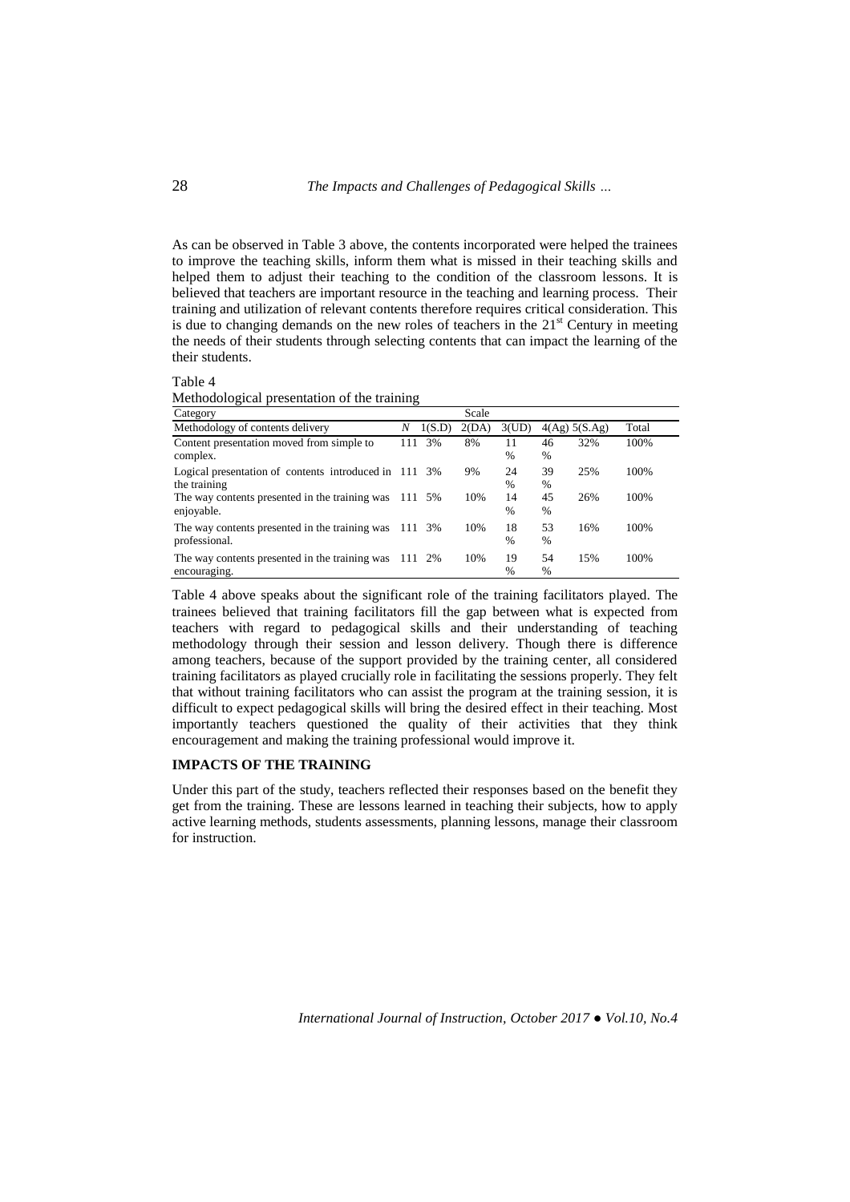As can be observed in Table 3 above, the contents incorporated were helped the trainees to improve the teaching skills, inform them what is missed in their teaching skills and helped them to adjust their teaching to the condition of the classroom lessons. It is believed that teachers are important resource in the teaching and learning process. Their training and utilization of relevant contents therefore requires critical consideration. This is due to changing demands on the new roles of teachers in the 21st Century in meeting the needs of their students through selecting contents that can impact the learning of the their students.

Table 4
Methodological presentation of the training

| Category | | | Scale | | | | |
|---|---|---|---|---|---|---|---|
| Methodology of contents delivery | *N* | 1(S.D) | 2(DA) | 3(UD) | 4(Ag) | 5(S.Ag) | Total |
| Content presentation moved from simple to complex. | 111 | 3% | 8% | 11 % | 46 % | 32% | 100% |
| Logical presentation of contents introduced in the training | 111 | 3% | 9% | 24 % | 39 % | 25% | 100% |
| The way contents presented in the training was enjoyable. | 111 | 5% | 10% | 14 % | 45 % | 26% | 100% |
| The way contents presented in the training was professional. | 111 | 3% | 10% | 18 % | 53 % | 16% | 100% |
| The way contents presented in the training was encouraging. | 111 | 2% | 10% | 19 % | 54 % | 15% | 100% |

Table 4 above speaks about the significant role of the training facilitators played. The trainees believed that training facilitators fill the gap between what is expected from teachers with regard to pedagogical skills and their understanding of teaching methodology through their session and lesson delivery. Though there is difference among teachers, because of the support provided by the training center, all considered training facilitators as played crucially role in facilitating the sessions properly. They felt that without training facilitators who can assist the program at the training session, it is difficult to expect pedagogical skills will bring the desired effect in their teaching. Most importantly teachers questioned the quality of their activities that they think encouragement and making the training professional would improve it.

## IMPACTS OF THE TRAINING

Under this part of the study, teachers reflected their responses based on the benefit they get from the training. These are lessons learned in teaching their subjects, how to apply active learning methods, students assessments, planning lessons, manage their classroom for instruction.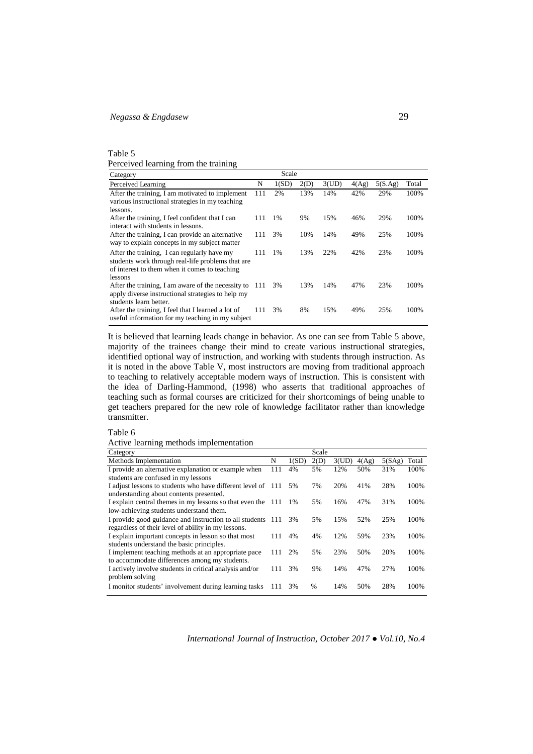Table 5

Perceived learning from the training

| Category | | Scale | | | | | |
|---|---|---|---|---|---|---|---|
| Perceived Learning | N | 1(SD) | 2(D) | 3(UD) | 4(Ag) | 5(S.Ag) | Total |
| After the training, I am motivated to implement various instructional strategies in my teaching lessons. | 111 | 2% | 13% | 14% | 42% | 29% | 100% |
| After the training, I feel confident that I can interact with students in lessons. | 111 | 1% | 9% | 15% | 46% | 29% | 100% |
| After the training, I can provide an alternative way to explain concepts in my subject matter | 111 | 3% | 10% | 14% | 49% | 25% | 100% |
| After the training, I can regularly have my students work through real-life problems that are of interest to them when it comes to teaching lessons | 111 | 1% | 13% | 22% | 42% | 23% | 100% |
| After the training, I am aware of the necessity to apply diverse instructional strategies to help my students learn better. | 111 | 3% | 13% | 14% | 47% | 23% | 100% |
| After the training, I feel that I learned a lot of useful information for my teaching in my subject | 111 | 3% | 8% | 15% | 49% | 25% | 100% |

It is believed that learning leads change in behavior. As one can see from Table 5 above, majority of the trainees change their mind to create various instructional strategies, identified optional way of instruction, and working with students through instruction. As it is noted in the above Table V, most instructors are moving from traditional approach to teaching to relatively acceptable modern ways of instruction. This is consistent with the idea of Darling-Hammond, (1998) who asserts that traditional approaches of teaching such as formal courses are criticized for their shortcomings of being unable to get teachers prepared for the new role of knowledge facilitator rather than knowledge transmitter.

Table 6

Active learning methods implementation

| Category | | | Scale | | | | |
|---|---|---|---|---|---|---|---|
| Methods Implementation | N | 1(SD) | 2(D) | 3(UD) | 4(Ag) | 5(SAg) | Total |
| I provide an alternative explanation or example when students are confused in my lessons | 111 | 4% | 5% | 12% | 50% | 31% | 100% |
| I adjust lessons to students who have different level of understanding about contents presented. | 111 | 5% | 7% | 20% | 41% | 28% | 100% |
| I explain central themes in my lessons so that even the low-achieving students understand them. | 111 | 1% | 5% | 16% | 47% | 31% | 100% |
| I provide good guidance and instruction to all students regardless of their level of ability in my lessons. | 111 | 3% | 5% | 15% | 52% | 25% | 100% |
| I explain important concepts in lesson so that most students understand the basic principles. | 111 | 4% | 4% | 12% | 59% | 23% | 100% |
| I implement teaching methods at an appropriate pace to accommodate differences among my students. | 111 | 2% | 5% | 23% | 50% | 20% | 100% |
| I actively involve students in critical analysis and/or problem solving | 111 | 3% | 9% | 14% | 47% | 27% | 100% |
| I monitor students' involvement during learning tasks | 111 | 3% | % | 14% | 50% | 28% | 100% |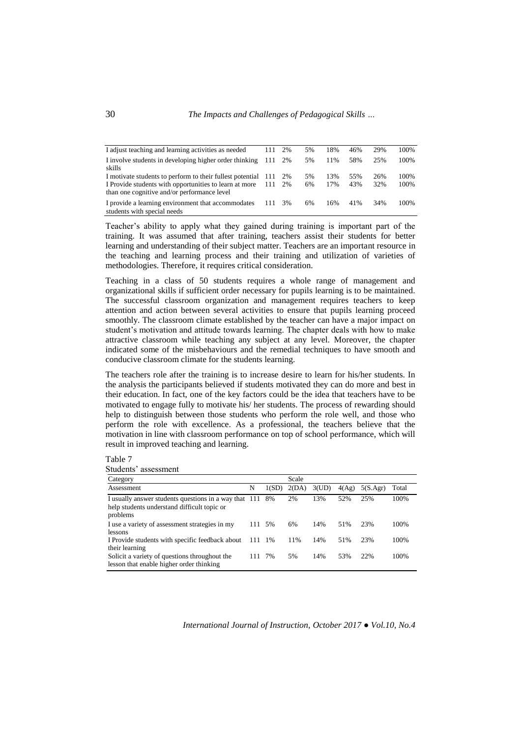| | | | | | | | |
|---|---|---|---|---|---|---|---|
| I adjust teaching and learning activities as needed | 111 | 2% | 5% | 18% | 46% | 29% | 100% |
| I involve students in developing higher order thinking skills | 111 | 2% | 5% | 11% | 58% | 25% | 100% |
| I motivate students to perform to their fullest potential | 111 | 2% | 5% | 13% | 55% | 26% | 100% |
| I Provide students with opportunities to learn at more than one cognitive and/or performance level | 111 | 2% | 6% | 17% | 43% | 32% | 100% |
| I provide a learning environment that accommodates students with special needs | 111 | 3% | 6% | 16% | 41% | 34% | 100% |

Teacher's ability to apply what they gained during training is important part of the training. It was assumed that after training, teachers assist their students for better learning and understanding of their subject matter. Teachers are an important resource in the teaching and learning process and their training and utilization of varieties of methodologies. Therefore, it requires critical consideration.

Teaching in a class of 50 students requires a whole range of management and organizational skills if sufficient order necessary for pupils learning is to be maintained. The successful classroom organization and management requires teachers to keep attention and action between several activities to ensure that pupils learning proceed smoothly. The classroom climate established by the teacher can have a major impact on student's motivation and attitude towards learning. The chapter deals with how to make attractive classroom while teaching any subject at any level. Moreover, the chapter indicated some of the misbehaviours and the remedial techniques to have smooth and conducive classroom climate for the students learning.

The teachers role after the training is to increase desire to learn for his/her students. In the analysis the participants believed if students motivated they can do more and best in their education. In fact, one of the key factors could be the idea that teachers have to be motivated to engage fully to motivate his/ her students. The process of rewarding should help to distinguish between those students who perform the role well, and those who perform the role with excellence. As a professional, the teachers believe that the motivation in line with classroom performance on top of school performance, which will result in improved teaching and learning.

Table 7
Students' assessment

| Category | | Scale | | | | | |
|---|---|---|---|---|---|---|---|
| Assessment | N | 1(SD) | 2(DA) | 3(UD) | 4(Ag) | 5(S.Agr) | Total |
| I usually answer students questions in a way that help students understand difficult topic or problems | 111 | 8% | 2% | 13% | 52% | 25% | 100% |
| I use a variety of assessment strategies in my lessons | 111 | 5% | 6% | 14% | 51% | 23% | 100% |
| I Provide students with specific feedback about their learning | 111 | 1% | 11% | 14% | 51% | 23% | 100% |
| Solicit a variety of questions throughout the lesson that enable higher order thinking | 111 | 7% | 5% | 14% | 53% | 22% | 100% |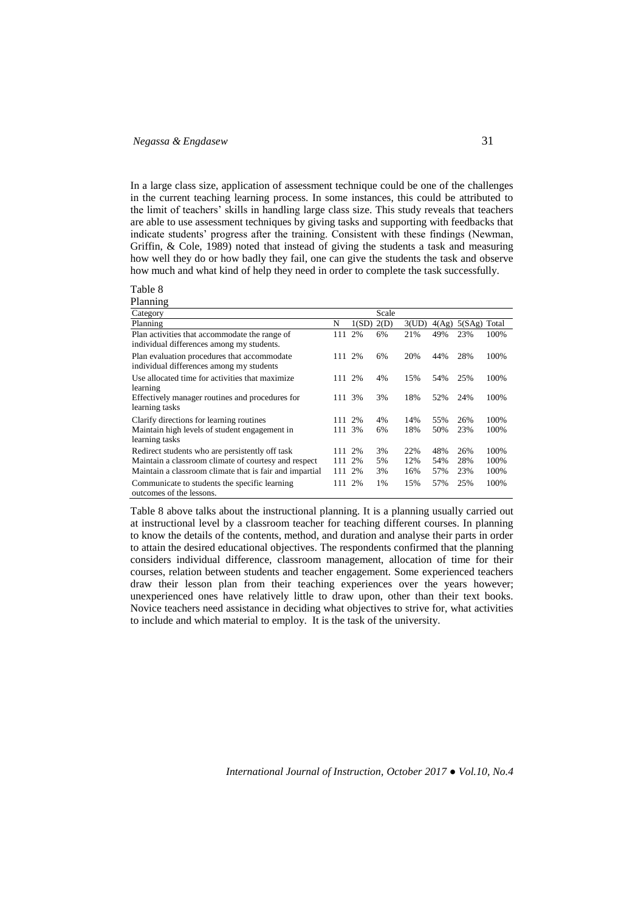In a large class size, application of assessment technique could be one of the challenges in the current teaching learning process. In some instances, this could be attributed to the limit of teachers' skills in handling large class size. This study reveals that teachers are able to use assessment techniques by giving tasks and supporting with feedbacks that indicate students' progress after the training. Consistent with these findings (Newman, Griffin, & Cole, 1989) noted that instead of giving the students a task and measuring how well they do or how badly they fail, one can give the students the task and observe how much and what kind of help they need in order to complete the task successfully.

Table 8
Planning

| Category | | | Scale | | | | |
|---|---|---|---|---|---|---|---|
| Planning | N | 1(SD) | 2(D) | 3(UD) | 4(Ag) | 5(SAg) | Total |
| Plan activities that accommodate the range of individual differences among my students. | 111 | 2% | 6% | 21% | 49% | 23% | 100% |
| Plan evaluation procedures that accommodate individual differences among my students | 111 | 2% | 6% | 20% | 44% | 28% | 100% |
| Use allocated time for activities that maximize learning | 111 | 2% | 4% | 15% | 54% | 25% | 100% |
| Effectively manager routines and procedures for learning tasks | 111 | 3% | 3% | 18% | 52% | 24% | 100% |
| Clarify directions for learning routines | 111 | 2% | 4% | 14% | 55% | 26% | 100% |
| Maintain high levels of student engagement in learning tasks | 111 | 3% | 6% | 18% | 50% | 23% | 100% |
| Redirect students who are persistently off task | 111 | 2% | 3% | 22% | 48% | 26% | 100% |
| Maintain a classroom climate of courtesy and respect | 111 | 2% | 5% | 12% | 54% | 28% | 100% |
| Maintain a classroom climate that is fair and impartial | 111 | 2% | 3% | 16% | 57% | 23% | 100% |
| Communicate to students the specific learning outcomes of the lessons. | 111 | 2% | 1% | 15% | 57% | 25% | 100% |

Table 8 above talks about the instructional planning. It is a planning usually carried out at instructional level by a classroom teacher for teaching different courses. In planning to know the details of the contents, method, and duration and analyse their parts in order to attain the desired educational objectives. The respondents confirmed that the planning considers individual difference, classroom management, allocation of time for their courses, relation between students and teacher engagement. Some experienced teachers draw their lesson plan from their teaching experiences over the years however; unexperienced ones have relatively little to draw upon, other than their text books. Novice teachers need assistance in deciding what objectives to strive for, what activities to include and which material to employ. It is the task of the university.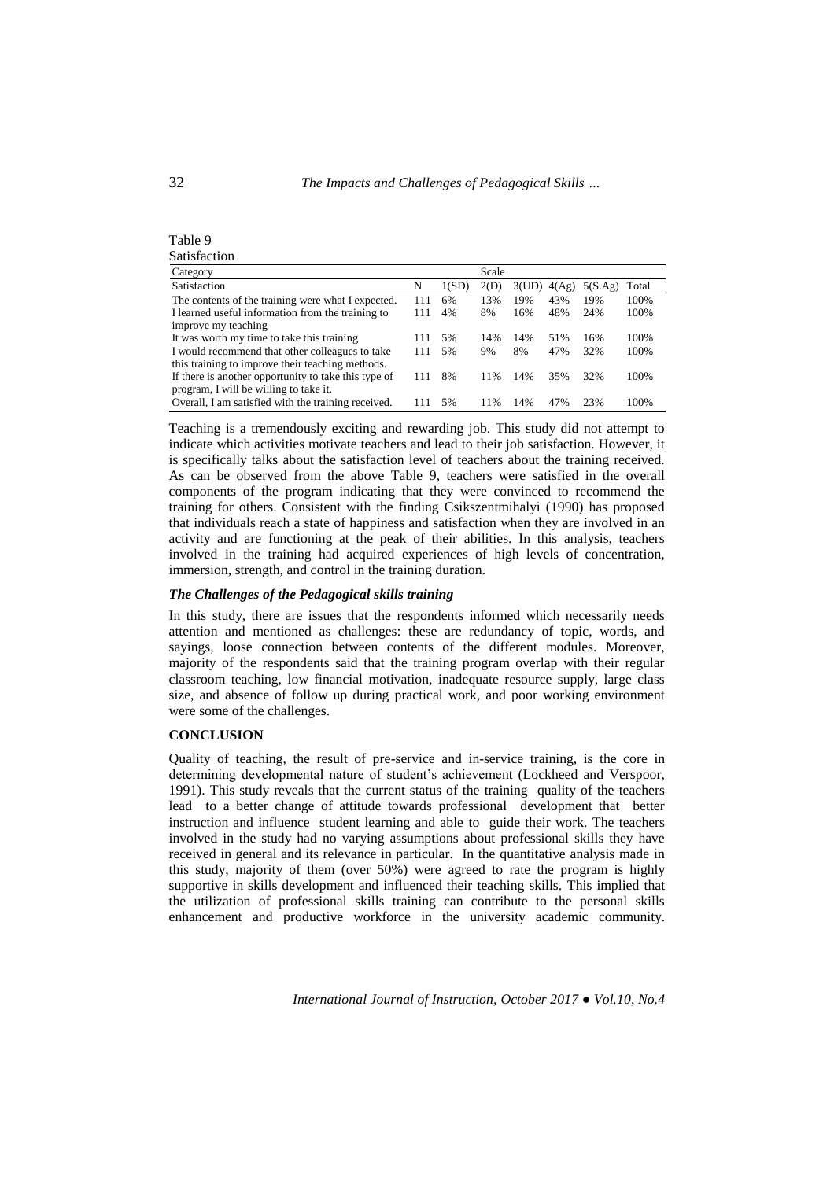Table 9

Satisfaction

| Category | | | Scale | | | | |
|---|---|---|---|---|---|---|---|
| Satisfaction | N | 1(SD) | 2(D) | 3(UD) | 4(Ag) | 5(S.Ag) | Total |
| The contents of the training were what I expected. | 111 | 6% | 13% | 19% | 43% | 19% | 100% |
| I learned useful information from the training to improve my teaching | 111 | 4% | 8% | 16% | 48% | 24% | 100% |
| It was worth my time to take this training | 111 | 5% | 14% | 14% | 51% | 16% | 100% |
| I would recommend that other colleagues to take this training to improve their teaching methods. | 111 | 5% | 9% | 8% | 47% | 32% | 100% |
| If there is another opportunity to take this type of program, I will be willing to take it. | 111 | 8% | 11% | 14% | 35% | 32% | 100% |
| Overall, I am satisfied with the training received. | 111 | 5% | 11% | 14% | 47% | 23% | 100% |

Teaching is a tremendously exciting and rewarding job. This study did not attempt to indicate which activities motivate teachers and lead to their job satisfaction. However, it is specifically talks about the satisfaction level of teachers about the training received. As can be observed from the above Table 9, teachers were satisfied in the overall components of the program indicating that they were convinced to recommend the training for others. Consistent with the finding Csikszentmihalyi (1990) has proposed that individuals reach a state of happiness and satisfaction when they are involved in an activity and are functioning at the peak of their abilities. In this analysis, teachers involved in the training had acquired experiences of high levels of concentration, immersion, strength, and control in the training duration.

### *The Challenges of the Pedagogical skills training*

In this study, there are issues that the respondents informed which necessarily needs attention and mentioned as challenges: these are redundancy of topic, words, and sayings, loose connection between contents of the different modules. Moreover, majority of the respondents said that the training program overlap with their regular classroom teaching, low financial motivation, inadequate resource supply, large class size, and absence of follow up during practical work, and poor working environment were some of the challenges.

## CONCLUSION

Quality of teaching, the result of pre-service and in-service training, is the core in determining developmental nature of student's achievement (Lockheed and Verspoor, 1991). This study reveals that the current status of the training quality of the teachers lead to a better change of attitude towards professional development that better instruction and influence student learning and able to guide their work. The teachers involved in the study had no varying assumptions about professional skills they have received in general and its relevance in particular. In the quantitative analysis made in this study, majority of them (over 50%) were agreed to rate the program is highly supportive in skills development and influenced their teaching skills. This implied that the utilization of professional skills training can contribute to the personal skills enhancement and productive workforce in the university academic community.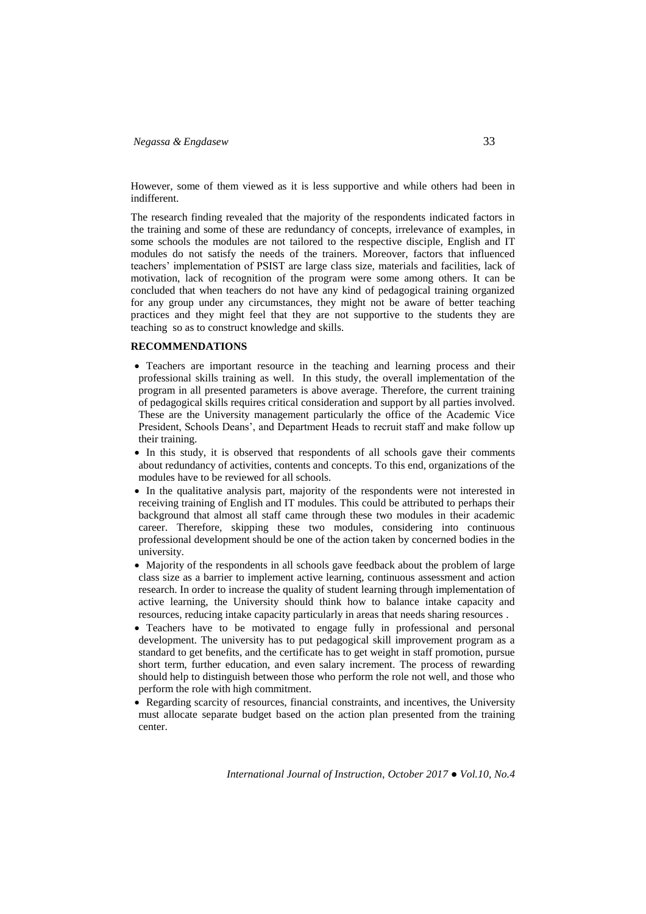However, some of them viewed as it is less supportive and while others had been in indifferent.

The research finding revealed that the majority of the respondents indicated factors in the training and some of these are redundancy of concepts, irrelevance of examples, in some schools the modules are not tailored to the respective disciple, English and IT modules do not satisfy the needs of the trainers. Moreover, factors that influenced teachers' implementation of PSIST are large class size, materials and facilities, lack of motivation, lack of recognition of the program were some among others. It can be concluded that when teachers do not have any kind of pedagogical training organized for any group under any circumstances, they might not be aware of better teaching practices and they might feel that they are not supportive to the students they are teaching so as to construct knowledge and skills.

## RECOMMENDATIONS

- Teachers are important resource in the teaching and learning process and their professional skills training as well. In this study, the overall implementation of the program in all presented parameters is above average. Therefore, the current training of pedagogical skills requires critical consideration and support by all parties involved. These are the University management particularly the office of the Academic Vice President, Schools Deans', and Department Heads to recruit staff and make follow up their training.
- In this study, it is observed that respondents of all schools gave their comments about redundancy of activities, contents and concepts. To this end, organizations of the modules have to be reviewed for all schools.
- In the qualitative analysis part, majority of the respondents were not interested in receiving training of English and IT modules. This could be attributed to perhaps their background that almost all staff came through these two modules in their academic career. Therefore, skipping these two modules, considering into continuous professional development should be one of the action taken by concerned bodies in the university.
- Majority of the respondents in all schools gave feedback about the problem of large class size as a barrier to implement active learning, continuous assessment and action research. In order to increase the quality of student learning through implementation of active learning, the University should think how to balance intake capacity and resources, reducing intake capacity particularly in areas that needs sharing resources .
- Teachers have to be motivated to engage fully in professional and personal development. The university has to put pedagogical skill improvement program as a standard to get benefits, and the certificate has to get weight in staff promotion, pursue short term, further education, and even salary increment. The process of rewarding should help to distinguish between those who perform the role not well, and those who perform the role with high commitment.
- Regarding scarcity of resources, financial constraints, and incentives, the University must allocate separate budget based on the action plan presented from the training center.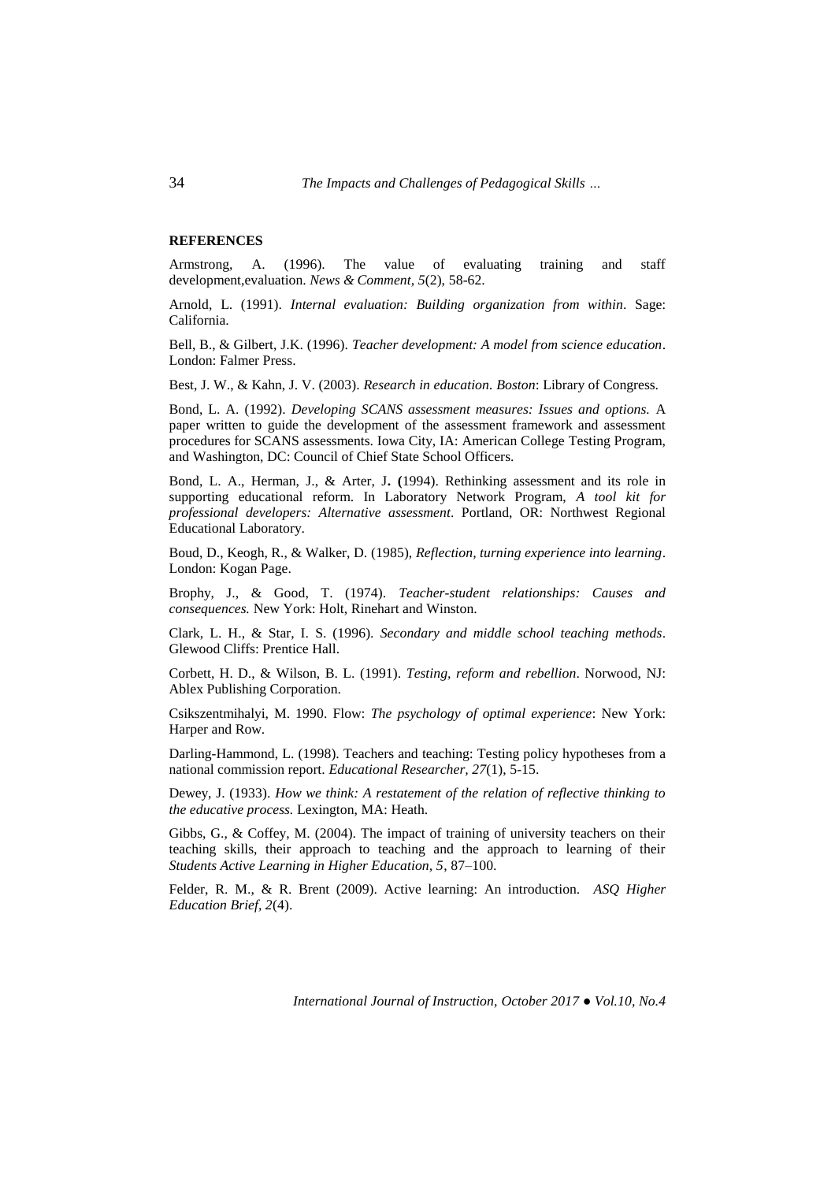**REFERENCES**

Armstrong, A. (1996). The value of evaluating training and staff development,evaluation. *News & Comment, 5*(2), 58-62.

Arnold, L. (1991). *Internal evaluation: Building organization from within*. Sage: California.

Bell, B., & Gilbert, J.K. (1996). *Teacher development: A model from science education*. London: Falmer Press.

Best, J. W., & Kahn, J. V. (2003). *Research in education. Boston*: Library of Congress.

Bond, L. A. (1992). *Developing SCANS assessment measures: Issues and options.* A paper written to guide the development of the assessment framework and assessment procedures for SCANS assessments. Iowa City, IA: American College Testing Program, and Washington, DC: Council of Chief State School Officers.

Bond, L. A., Herman, J., & Arter, J**. (**1994). Rethinking assessment and its role in supporting educational reform. In Laboratory Network Program, *A tool kit for professional developers: Alternative assessment*. Portland, OR: Northwest Regional Educational Laboratory.

Boud, D., Keogh, R., & Walker, D. (1985), *Reflection, turning experience into learning*. London: Kogan Page.

Brophy, J., & Good, T. (1974). *Teacher-student relationships: Causes and consequences.* New York: Holt, Rinehart and Winston.

Clark, L. H., & Star, I. S. (1996). *Secondary and middle school teaching methods*. Glewood Cliffs: Prentice Hall.

Corbett, H. D., & Wilson, B. L. (1991). *Testing, reform and rebellion*. Norwood, NJ: Ablex Publishing Corporation.

Csikszentmihalyi, M. 1990. Flow: *The psychology of optimal experience*: New York: Harper and Row.

Darling-Hammond, L. (1998). Teachers and teaching: Testing policy hypotheses from a national commission report. *Educational Researcher, 27*(1), 5-15.

Dewey, J. (1933). *How we think: A restatement of the relation of reflective thinking to the educative process.* Lexington, MA: Heath.

Gibbs, G., & Coffey, M. (2004). The impact of training of university teachers on their teaching skills, their approach to teaching and the approach to learning of their *Students Active Learning in Higher Education, 5*, 87–100.

Felder, R. M., & R. Brent (2009). Active learning: An introduction. *ASQ Higher Education Brief, 2*(4).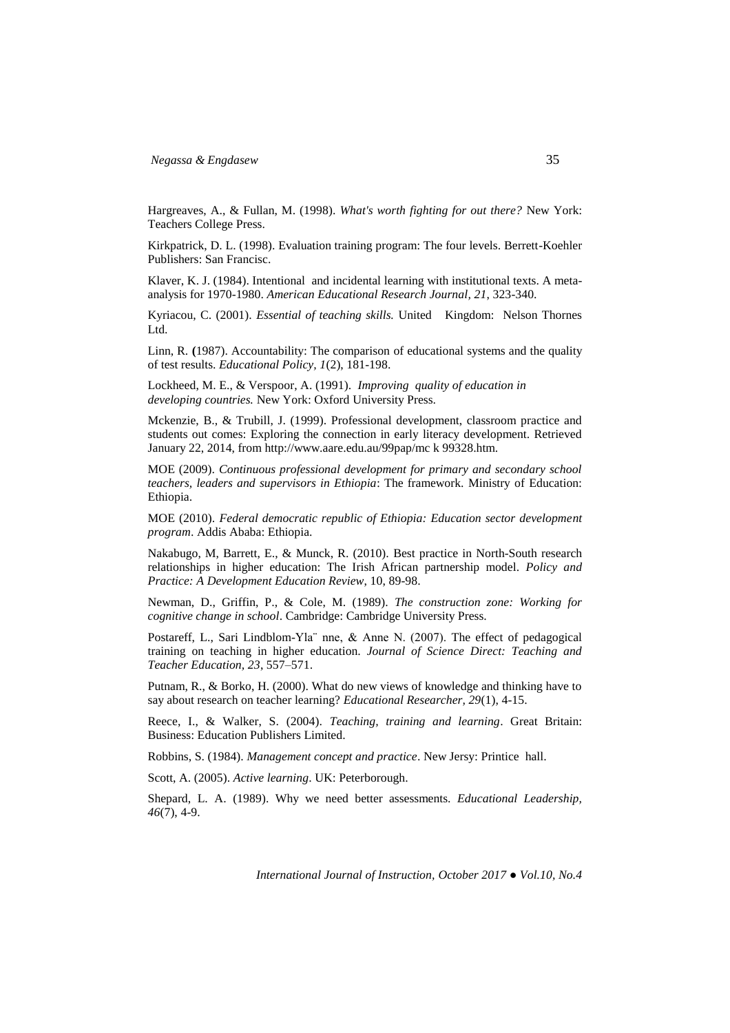Hargreaves, A., & Fullan, M. (1998). *What's worth fighting for out there?* New York: Teachers College Press.

Kirkpatrick, D. L. (1998). Evaluation training program: The four levels. Berrett-Koehler Publishers: San Francisc.

Klaver, K. J. (1984). Intentional and incidental learning with institutional texts. A meta-analysis for 1970-1980. *American Educational Research Journal, 21*, 323-340.

Kyriacou, C. (2001). *Essential of teaching skills.* United Kingdom: Nelson Thornes Ltd.

Linn, R. **(**1987). Accountability: The comparison of educational systems and the quality of test results. *Educational Policy, 1*(2), 181-198.

Lockheed, M. E., & Verspoor, A. (1991). *Improving quality of education in developing countries.* New York: Oxford University Press.

Mckenzie, B., & Trubill, J. (1999). Professional development, classroom practice and students out comes: Exploring the connection in early literacy development. Retrieved January 22, 2014, from http://www.aare.edu.au/99pap/mc k 99328.htm.

MOE (2009). *Continuous professional development for primary and secondary school teachers, leaders and supervisors in Ethiopia*: The framework. Ministry of Education: Ethiopia.

MOE (2010). *Federal democratic republic of Ethiopia: Education sector development program*. Addis Ababa: Ethiopia.

Nakabugo, M, Barrett, E., & Munck, R. (2010). Best practice in North-South research relationships in higher education: The Irish African partnership model. *Policy and Practice: A Development Education Review*, 10, 89-98.

Newman, D., Griffin, P., & Cole, M. (1989). *The construction zone: Working for cognitive change in school*. Cambridge: Cambridge University Press.

Postareff, L., Sari Lindblom-Yla¨ nne, & Anne N. (2007). The effect of pedagogical training on teaching in higher education. *Journal of Science Direct: Teaching and Teacher Education, 23*, 557–571.

Putnam, R., & Borko, H. (2000). What do new views of knowledge and thinking have to say about research on teacher learning? *Educational Researcher, 29*(1), 4-15.

Reece, I., & Walker, S. (2004). *Teaching, training and learning*. Great Britain: Business: Education Publishers Limited.

Robbins, S. (1984). *Management concept and practice*. New Jersy: Printice hall.

Scott, A. (2005). *Active learning*. UK: Peterborough.

Shepard, L. A. (1989). Why we need better assessments. *Educational Leadership, 46*(7), 4-9.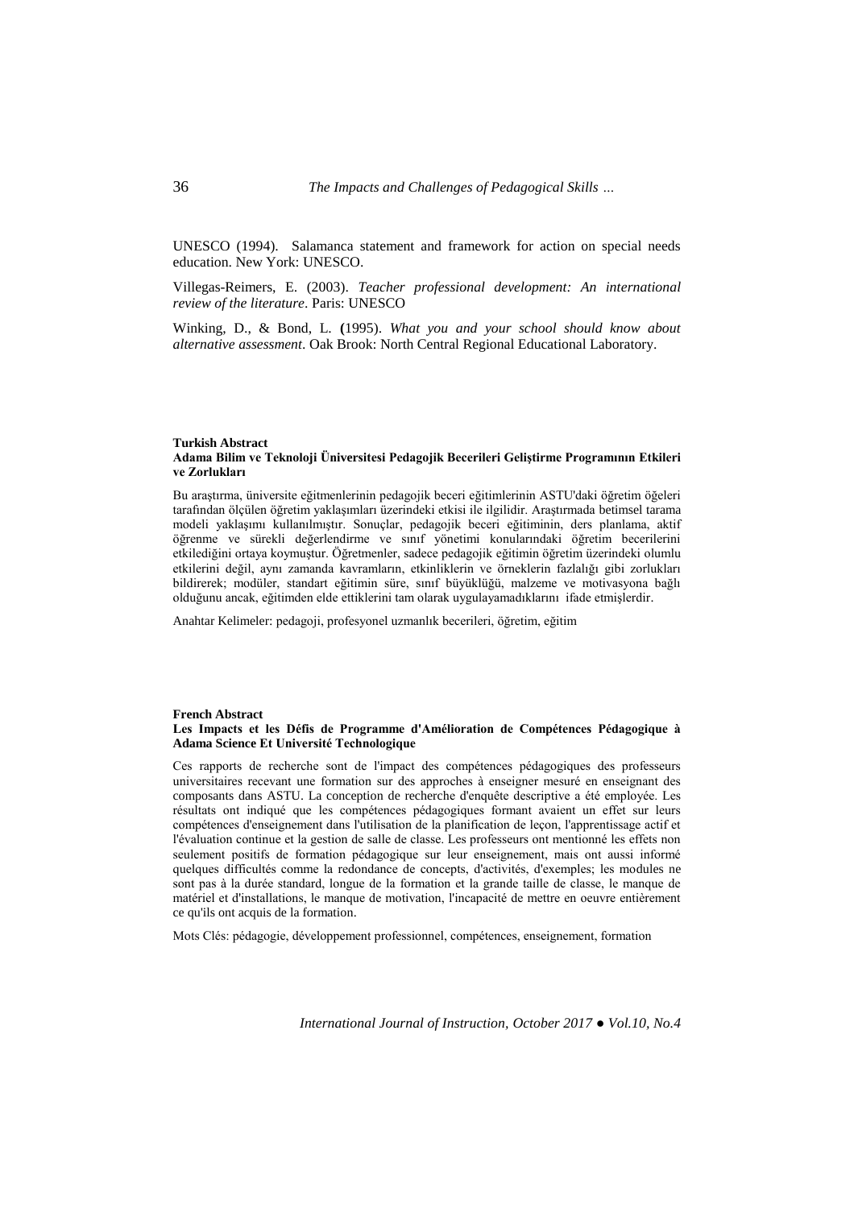UNESCO (1994). Salamanca statement and framework for action on special needs education. New York: UNESCO.

Villegas-Reimers, E. (2003). *Teacher professional development: An international review of the literature*. Paris: UNESCO

Winking, D., & Bond, L. **(**1995). *What you and your school should know about alternative assessment*. Oak Brook: North Central Regional Educational Laboratory.

**Turkish Abstract**

**Adama Bilim ve Teknoloji Üniversitesi Pedagojik Becerileri Geliştirme Programının Etkileri ve Zorlukları**

Bu araştırma, üniversite eğitmenlerinin pedagojik beceri eğitimlerinin ASTU'daki öğretim öğeleri tarafından ölçülen öğretim yaklaşımları üzerindeki etkisi ile ilgilidir. Araştırmada betimsel tarama modeli yaklaşımı kullanılmıştır. Sonuçlar, pedagojik beceri eğitiminin, ders planlama, aktif öğrenme ve sürekli değerlendirme ve sınıf yönetimi konularındaki öğretim becerilerini etkilediğini ortaya koymuştur. Öğretmenler, sadece pedagojik eğitimin öğretim üzerindeki olumlu etkilerini değil, aynı zamanda kavramların, etkinliklerin ve örneklerin fazlalığı gibi zorlukları bildirerek; modüler, standart eğitimin süre, sınıf büyüklüğü, malzeme ve motivasyona bağlı olduğunu ancak, eğitimden elde ettiklerini tam olarak uygulayamadıklarını ifade etmişlerdir.

Anahtar Kelimeler: pedagoji, profesyonel uzmanlık becerileri, öğretim, eğitim

**French Abstract**

**Les Impacts et les Défis de Programme d'Amélioration de Compétences Pédagogique à Adama Science Et Université Technologique**

Ces rapports de recherche sont de l'impact des compétences pédagogiques des professeurs universitaires recevant une formation sur des approches à enseigner mesuré en enseignant des composants dans ASTU. La conception de recherche d'enquête descriptive a été employée. Les résultats ont indiqué que les compétences pédagogiques formant avaient un effet sur leurs compétences d'enseignement dans l'utilisation de la planification de leçon, l'apprentissage actif et l'évaluation continue et la gestion de salle de classe. Les professeurs ont mentionné les effets non seulement positifs de formation pédagogique sur leur enseignement, mais ont aussi informé quelques difficultés comme la redondance de concepts, d'activités, d'exemples; les modules ne sont pas à la durée standard, longue de la formation et la grande taille de classe, le manque de matériel et d'installations, le manque de motivation, l'incapacité de mettre en oeuvre entièrement ce qu'ils ont acquis de la formation.

Mots Clés: pédagogie, développement professionnel, compétences, enseignement, formation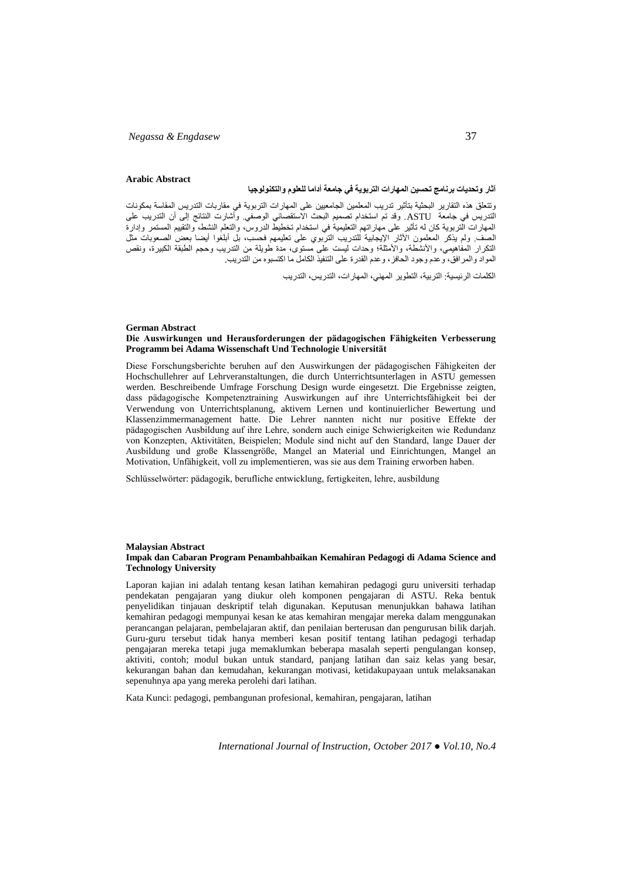**Arabic Abstract**

**آثار وتحديات برنامج تحسين المهارات التربوية في جامعة أداما للعلوم والتكنولوجيا**

وتتعلق هذه التقارير البحثية بتأثير تدريب المعلمين الجامعيين على المهارات التربوية في مقاربات التدريس المقاسة بمكونات التدريس في جامعة ASTU. وقد تم استخدام تصميم البحث الاستقصائي الوصفي. وأشارت النتائج إلى أن التدريب على المهارات التربوية كان له تأثير على مهاراتهم التعليمية في استخدام تخطيط الدروس، والتعلم النشط، والتقييم المستمر وإدارة الصف. ولم يذكر المعلمون الآثار الإيجابية للتدريب التربوي على تعليمهم فحسب، بل أبلغوا أيضا بعض الصعوبات مثل التكرار المفاهيمي، والأنشطة، والأمثلة؛ وحدات ليست على مستوى، مدة طويلة من التدريب وحجم الطبقة الكبيرة، ونقص المواد والمرافق، وعدم وجود الحافز، وعدم القدرة على التنفيذ الكامل ما اكتسبوه من التدريب.

الكلمات الرئيسية: التربية، التطوير المهني، المهارات، التدريس، التدريب

**German Abstract**

**Die Auswirkungen und Herausforderungen der pädagogischen Fähigkeiten Verbesserung Programm bei Adama Wissenschaft Und Technologie Universität**

Diese Forschungsberichte beruhen auf den Auswirkungen der pädagogischen Fähigkeiten der Hochschullehrer auf Lehrveranstaltungen, die durch Unterrichtsunterlagen in ASTU gemessen werden. Beschreibende Umfrage Forschung Design wurde eingesetzt. Die Ergebnisse zeigten, dass pädagogische Kompetenztraining Auswirkungen auf ihre Unterrichtsfähigkeit bei der Verwendung von Unterrichtsplanung, aktivem Lernen und kontinuierlicher Bewertung und Klassenzimmermanagement hatte. Die Lehrer nannten nicht nur positive Effekte der pädagogischen Ausbildung auf ihre Lehre, sondern auch einige Schwierigkeiten wie Redundanz von Konzepten, Aktivitäten, Beispielen; Module sind nicht auf den Standard, lange Dauer der Ausbildung und große Klassengröße, Mangel an Material und Einrichtungen, Mangel an Motivation, Unfähigkeit, voll zu implementieren, was sie aus dem Training erworben haben.

Schlüsselwörter: pädagogik, berufliche entwicklung, fertigkeiten, lehre, ausbildung

**Malaysian Abstract**

**Impak dan Cabaran Program Penambahbaikan Kemahiran Pedagogi di Adama Science and Technology University**

Laporan kajian ini adalah tentang kesan latihan kemahiran pedagogi guru universiti terhadap pendekatan pengajaran yang diukur oleh komponen pengajaran di ASTU. Reka bentuk penyelidikan tinjauan deskriptif telah digunakan. Keputusan menunjukkan bahawa latihan kemahiran pedagogi mempunyai kesan ke atas kemahiran mengajar mereka dalam menggunakan perancangan pelajaran, pembelajaran aktif, dan penilaian berterusan dan pengurusan bilik darjah. Guru-guru tersebut tidak hanya memberi kesan positif tentang latihan pedagogi terhadap pengajaran mereka tetapi juga memaklumkan beberapa masalah seperti pengulangan konsep, aktiviti, contoh; modul bukan untuk standard, panjang latihan dan saiz kelas yang besar, kekurangan bahan dan kemudahan, kekurangan motivasi, ketidakupayaan untuk melaksanakan sepenuhnya apa yang mereka perolehi dari latihan.

Kata Kunci: pedagogi, pembangunan profesional, kemahiran, pengajaran, latihan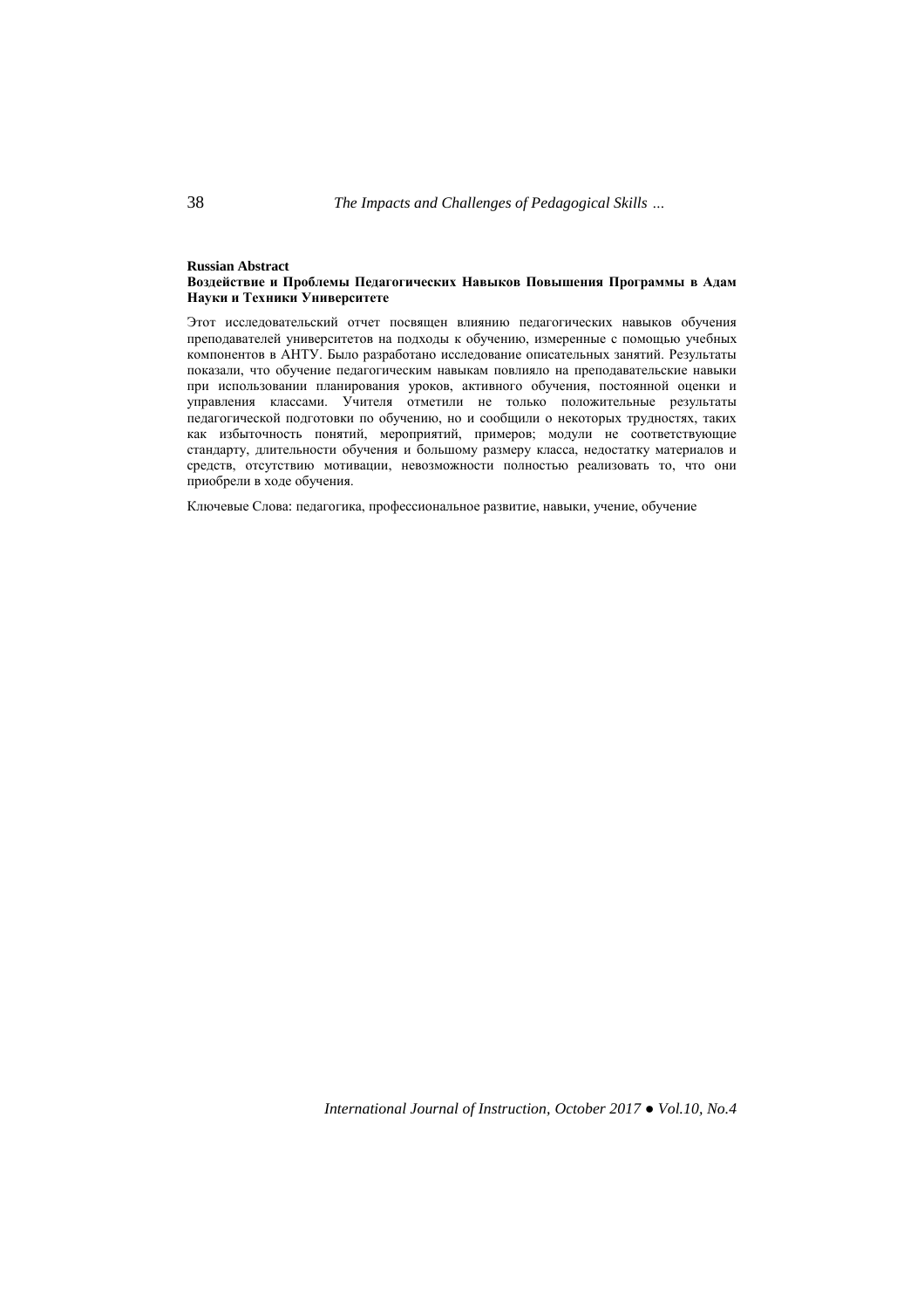**Russian Abstract**

**Воздействие и Проблемы Педагогических Навыков Повышения Программы в Адам Науки и Техники Университете**

Этот исследовательский отчет посвящен влиянию педагогических навыков обучения преподавателей университетов на подходы к обучению, измеренные с помощью учебных компонентов в АНТУ. Было разработано исследование описательных занятий. Результаты показали, что обучение педагогическим навыкам повлияло на преподавательские навыки при использовании планирования уроков, активного обучения, постоянной оценки и управления классами. Учителя отметили не только положительные результаты педагогической подготовки по обучению, но и сообщили о некоторых трудностях, таких как избыточность понятий, мероприятий, примеров; модули не соответствующие стандарту, длительности обучения и большому размеру класса, недостатку материалов и средств, отсутствию мотивации, невозможности полностью реализовать то, что они приобрели в ходе обучения.

Ключевые Слова: педагогика, профессиональное развитие, навыки, учение, обучение